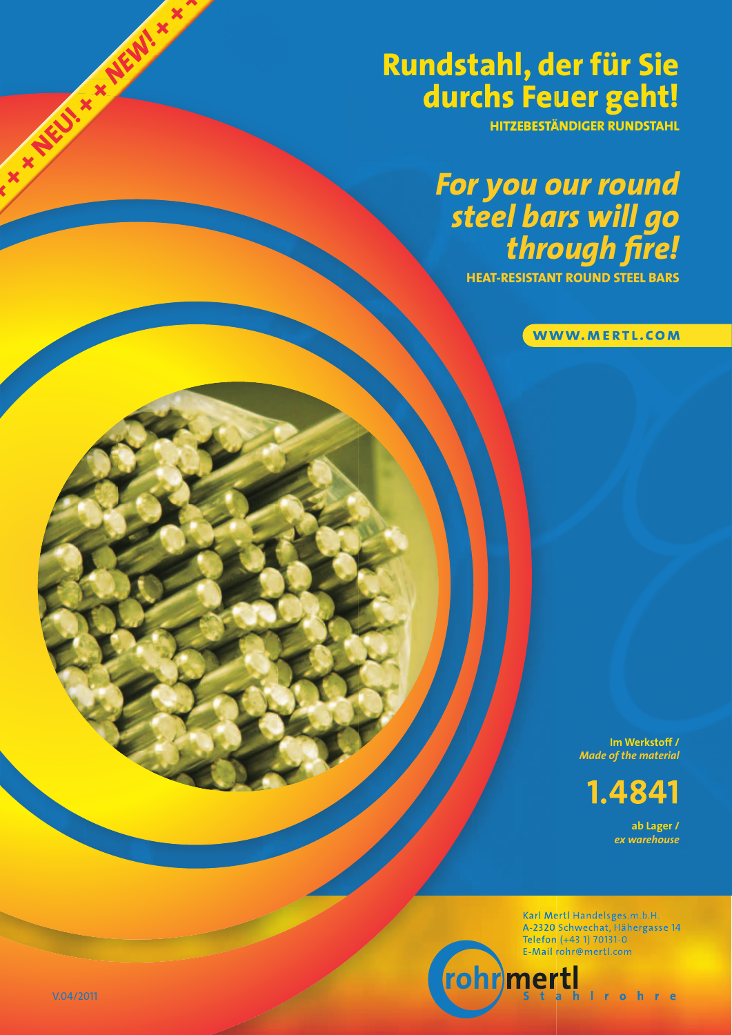+ + + NEU! + + + NEW! + + +

# Rundstahl, der für Sie durchs Feuer geht!

**HITZEBESTÄNDIGER RUNDSTAHL**

# *For you our round steel bars will go through fire!*

**HEAT-RESISTANT ROUND STEEL BARS**

**WWW.MERTL.COM**

**Im Werkstoff /**
***Made of the material***

## 1.4841

**ab Lager /**
***ex warehouse***

Karl Mertl Handelsges.m.b.H.
A-2320 Schwechat, Hähergasse 14
Telefon (+43 1) 70131-0
E-Mail rohr@mertl.com

rohrmertl
Stahlrohre

V.04/2011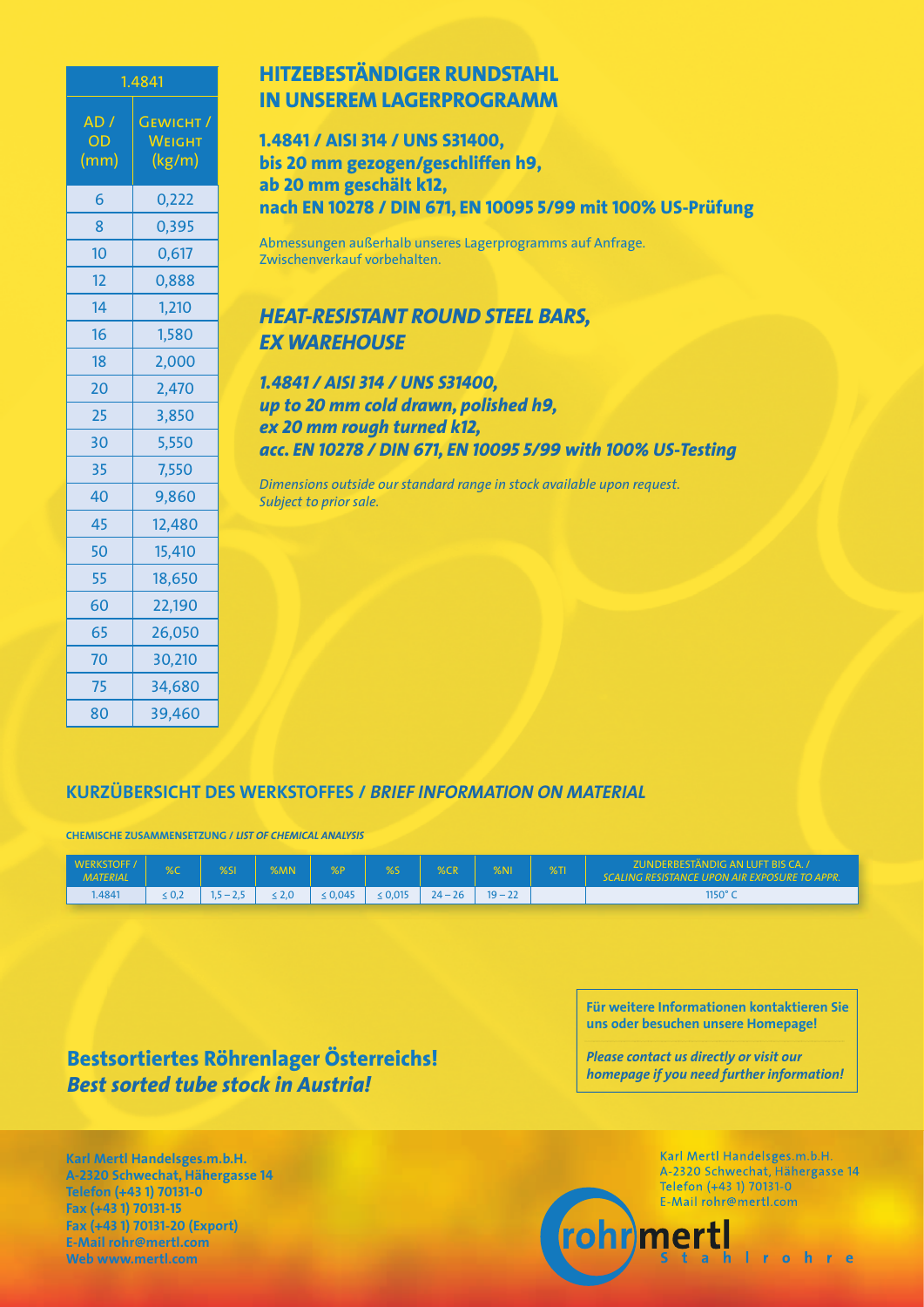| 1.4841 | |
|---|---|
| AD / OD (mm) | Gewicht / Weight (kg/m) |
| 6 | 0,222 |
| 8 | 0,395 |
| 10 | 0,617 |
| 12 | 0,888 |
| 14 | 1,210 |
| 16 | 1,580 |
| 18 | 2,000 |
| 20 | 2,470 |
| 25 | 3,850 |
| 30 | 5,550 |
| 35 | 7,550 |
| 40 | 9,860 |
| 45 | 12,480 |
| 50 | 15,410 |
| 55 | 18,650 |
| 60 | 22,190 |
| 65 | 26,050 |
| 70 | 30,210 |
| 75 | 34,680 |
| 80 | 39,460 |

## HITZEBESTÄNDIGER RUNDSTAHL IN UNSEREM LAGERPROGRAMM

**1.4841 / AISI 314 / UNS S31400,**
**bis 20 mm gezogen/geschliffen h9,**
**ab 20 mm geschält k12,**
**nach EN 10278 / DIN 671, EN 10095 5/99 mit 100% US-Prüfung**

Abmessungen außerhalb unseres Lagerprogramms auf Anfrage.
Zwischenverkauf vorbehalten.

## *HEAT-RESISTANT ROUND STEEL BARS, EX WAREHOUSE*

***1.4841 / AISI 314 / UNS S31400,***
***up to 20 mm cold drawn, polished h9,***
***ex 20 mm rough turned k12,***
***acc. EN 10278 / DIN 671, EN 10095 5/99 with 100% US-Testing***

*Dimensions outside our standard range in stock available upon request.*
*Subject to prior sale.*

## KURZÜBERSICHT DES WERKSTOFFES / *BRIEF INFORMATION ON MATERIAL*

**CHEMISCHE ZUSAMMENSETZUNG / *LIST OF CHEMICAL ANALYSIS***

| WERKSTOFF / *MATERIAL* | %C | %SI | %MN | %P | %S | %CR | %NI | %TI | ZUNDERBESTÄNDIG AN LUFT BIS CA. / *SCALING RESISTANCE UPON AIR EXPOSURE TO APPR.* |
|---|---|---|---|---|---|---|---|---|---|
| 1.4841 | ≤ 0,2 | 1,5 – 2,5 | ≤ 2,0 | ≤ 0,045 | ≤ 0,015 | 24 – 26 | 19 – 22 | | 1150° C |

**Bestsortiertes Röhrenlager Österreichs!**
***Best sorted tube stock in Austria!***

**Für weitere Informationen kontaktieren Sie uns oder besuchen unsere Homepage!**

***Please contact us directly or visit our homepage if you need further information!***

**Karl Mertl Handelsges.m.b.H.**
**A-2320 Schwechat, Hähergasse 14**
**Telefon (+43 1) 70131-0**
**Fax (+43 1) 70131-15**
**Fax (+43 1) 70131-20 (Export)**
**E-Mail rohr@mertl.com**
**Web www.mertl.com**

Karl Mertl Handelsges.m.b.H.
A-2320 Schwechat, Hähergasse 14
Telefon (+43 1) 70131-0
E-Mail rohr@mertl.com

rohrmertl
Stahlrohre